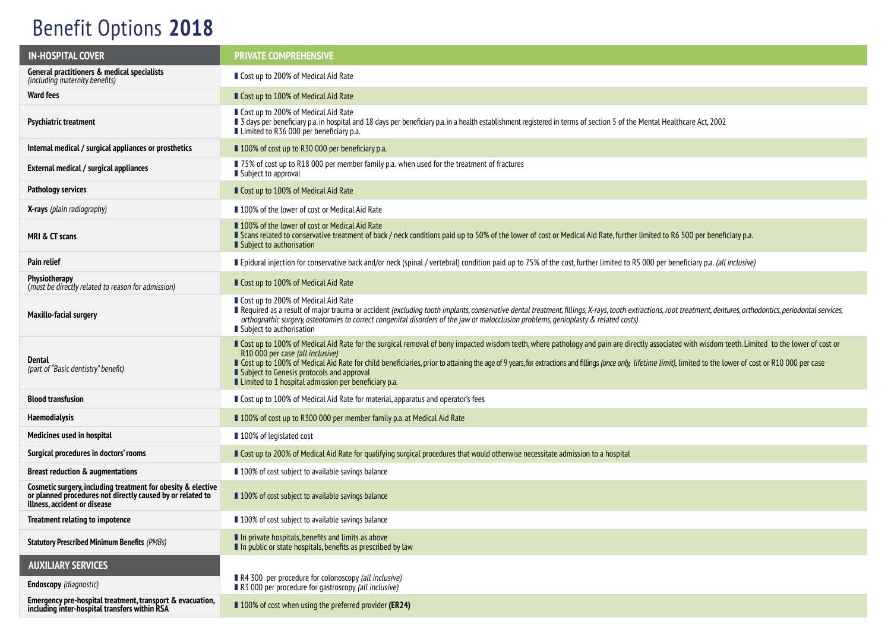# Benefit Options **2018**

| IN-HOSPITAL COVER | PRIVATE COMPREHENSIVE |
|---|---|
| **General practitioners & medical specialists** *(including maternity benefits)* | ■ Cost up to 200% of Medical Aid Rate |
| **Ward fees** | ■ Cost up to 100% of Medical Aid Rate |
| **Psychiatric treatment** | ■ Cost up to 200% of Medical Aid Rate<br>■ 3 days per beneficiary p.a. in hospital and 18 days per beneficiary p.a. in a health establishment registered in terms of section 5 of the Mental Healthcare Act, 2002<br>■ Limited to R36 000 per beneficiary p.a. |
| **Internal medical / surgical appliances or prosthetics** | ■ 100% of cost up to R30 000 per beneficiary p.a. |
| **External medical / surgical appliances** | ■ 75% of cost up to R18 000 per member family p.a. when used for the treatment of fractures<br>■ Subject to approval |
| **Pathology services** | ■ Cost up to 100% of Medical Aid Rate |
| **X-rays** *(plain radiography)* | ■ 100% of the lower of cost or Medical Aid Rate |
| **MRI & CT scans** | ■ 100% of the lower of cost or Medical Aid Rate<br>■ Scans related to conservative treatment of back / neck conditions paid up to 50% of the lower of cost or Medical Aid Rate, further limited to R6 500 per beneficiary p.a.<br>■ Subject to authorisation |
| **Pain relief** | ■ Epidural injection for conservative back and/or neck (spinal / vertebral) condition paid up to 75% of the cost, further limited to R5 000 per beneficiary p.a. *(all inclusive)* |
| **Physiotherapy** *(must be directly related to reason for admission)* | ■ Cost up to 100% of Medical Aid Rate |
| **Maxillo-facial surgery** | ■ Cost up to 200% of Medical Aid Rate<br>■ Required as a result of major trauma or accident *(excluding tooth implants, conservative dental treatment, fillings, X-rays, tooth extractions, root treatment, dentures, orthodontics, periodontal services, orthognathic surgery, osteotomies to correct congenital disorders of the jaw or malocclusion problems, genioplasty & related costs)*<br>■ Subject to authorisation |
| **Dental** *(part of "Basic dentistry" benefit)* | ■ Cost up to 100% of Medical Aid Rate for the surgical removal of bony impacted wisdom teeth, where pathology and pain are directly associated with wisdom teeth. Limited to the lower of cost or R10 000 per case *(all inclusive)*<br>■ Cost up to 100% of Medical Aid Rate for child beneficiaries, prior to attaining the age of 9 years, for extractions and fillings *(once only, lifetime limit)*, limited to the lower of cost or R10 000 per case<br>■ Subject to Genesis protocols and approval<br>■ Limited to 1 hospital admission per beneficiary p.a. |
| **Blood transfusion** | ■ Cost up to 100% of Medical Aid Rate for material, apparatus and operator's fees |
| **Haemodialysis** | ■ 100% of cost up to R300 000 per member family p.a. at Medical Aid Rate |
| **Medicines used in hospital** | ■ 100% of legislated cost |
| **Surgical procedures in doctors' rooms** | ■ Cost up to 200% of Medical Aid Rate for qualifying surgical procedures that would otherwise necessitate admission to a hospital |
| **Breast reduction & augmentations** | ■ 100% of cost subject to available savings balance |
| **Cosmetic surgery, including treatment for obesity & elective or planned procedures not directly caused by or related to illness, accident or disease** | ■ 100% of cost subject to available savings balance |
| **Treatment relating to impotence** | ■ 100% of cost subject to available savings balance |
| **Statutory Prescribed Minimum Benefits** *(PMBs)* | ■ In private hospitals, benefits and limits as above<br>■ In public or state hospitals, benefits as prescribed by law |
| **AUXILIARY SERVICES** | |
| **Endoscopy** *(diagnostic)* | ■ R4 300 per procedure for colonoscopy *(all inclusive)*<br>■ R3 000 per procedure for gastroscopy *(all inclusive)* |
| **Emergency pre-hospital treatment, transport & evacuation, including inter-hospital transfers within RSA** | ■ 100% of cost when using the preferred provider **(ER24)** |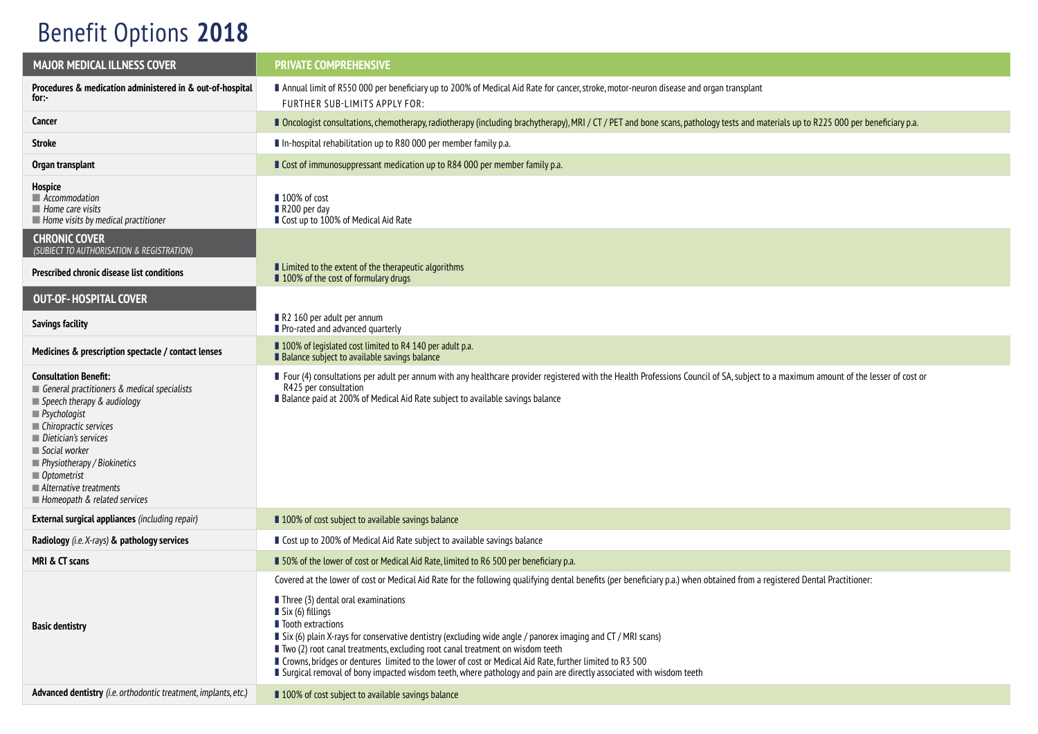# Benefit Options **2018**

| MAJOR MEDICAL ILLNESS COVER | PRIVATE COMPREHENSIVE |
|---|---|
| **Procedures & medication administered in & out-of-hospital for:-** | ▪ Annual limit of R550 000 per beneficiary up to 200% of Medical Aid Rate for cancer, stroke, motor-neuron disease and organ transplant<br>FURTHER SUB-LIMITS APPLY FOR: |
| **Cancer** | ▪ Oncologist consultations, chemotherapy, radiotherapy (including brachytherapy), MRI / CT / PET and bone scans, pathology tests and materials up to R225 000 per beneficiary p.a. |
| **Stroke** | ▪ In-hospital rehabilitation up to R80 000 per member family p.a. |
| **Organ transplant** | ▪ Cost of immunosuppressant medication up to R84 000 per member family p.a. |
| **Hospice**<br>▪ *Accommodation*<br>▪ *Home care visits*<br>▪ *Home visits by medical practitioner* | ▪ 100% of cost<br>▪ R200 per day<br>▪ Cost up to 100% of Medical Aid Rate |
| **CHRONIC COVER**<br>*(SUBJECT TO AUTHORISATION & REGISTRATION)* | |
| **Prescribed chronic disease list conditions** | ▪ Limited to the extent of the therapeutic algorithms<br>▪ 100% of the cost of formulary drugs |
| **OUT-OF- HOSPITAL COVER** | |
| **Savings facility** | ▪ R2 160 per adult per annum<br>▪ Pro-rated and advanced quarterly |
| **Medicines & prescription spectacle / contact lenses** | ▪ 100% of legislated cost limited to R4 140 per adult p.a.<br>▪ Balance subject to available savings balance |
| **Consultation Benefit:**<br>▪ *General practitioners & medical specialists*<br>▪ *Speech therapy & audiology*<br>▪ *Psychologist*<br>▪ *Chiropractic services*<br>▪ *Dietician's services*<br>▪ *Social worker*<br>▪ *Physiotherapy / Biokinetics*<br>▪ *Optometrist*<br>▪ *Alternative treatments*<br>▪ *Homeopath & related services* | ▪ Four (4) consultations per adult per annum with any healthcare provider registered with the Health Professions Council of SA, subject to a maximum amount of the lesser of cost or R425 per consultation<br>▪ Balance paid at 200% of Medical Aid Rate subject to available savings balance |
| **External surgical appliances** *(including repair)* | ▪ 100% of cost subject to available savings balance |
| **Radiology** *(i.e. X-rays)* **& pathology services** | ▪ Cost up to 200% of Medical Aid Rate subject to available savings balance |
| **MRI & CT scans** | ▪ 50% of the lower of cost or Medical Aid Rate, limited to R6 500 per beneficiary p.a. |
| **Basic dentistry** | Covered at the lower of cost or Medical Aid Rate for the following qualifying dental benefits (per beneficiary p.a.) when obtained from a registered Dental Practitioner:<br>▪ Three (3) dental oral examinations<br>▪ Six (6) fillings<br>▪ Tooth extractions<br>▪ Six (6) plain X-rays for conservative dentistry (excluding wide angle / panorex imaging and CT / MRI scans)<br>▪ Two (2) root canal treatments, excluding root canal treatment on wisdom teeth<br>▪ Crowns, bridges or dentures limited to the lower of cost or Medical Aid Rate, further limited to R3 500<br>▪ Surgical removal of bony impacted wisdom teeth, where pathology and pain are directly associated with wisdom teeth |
| **Advanced dentistry** *(i.e. orthodontic treatment, implants, etc.)* | ▪ 100% of cost subject to available savings balance |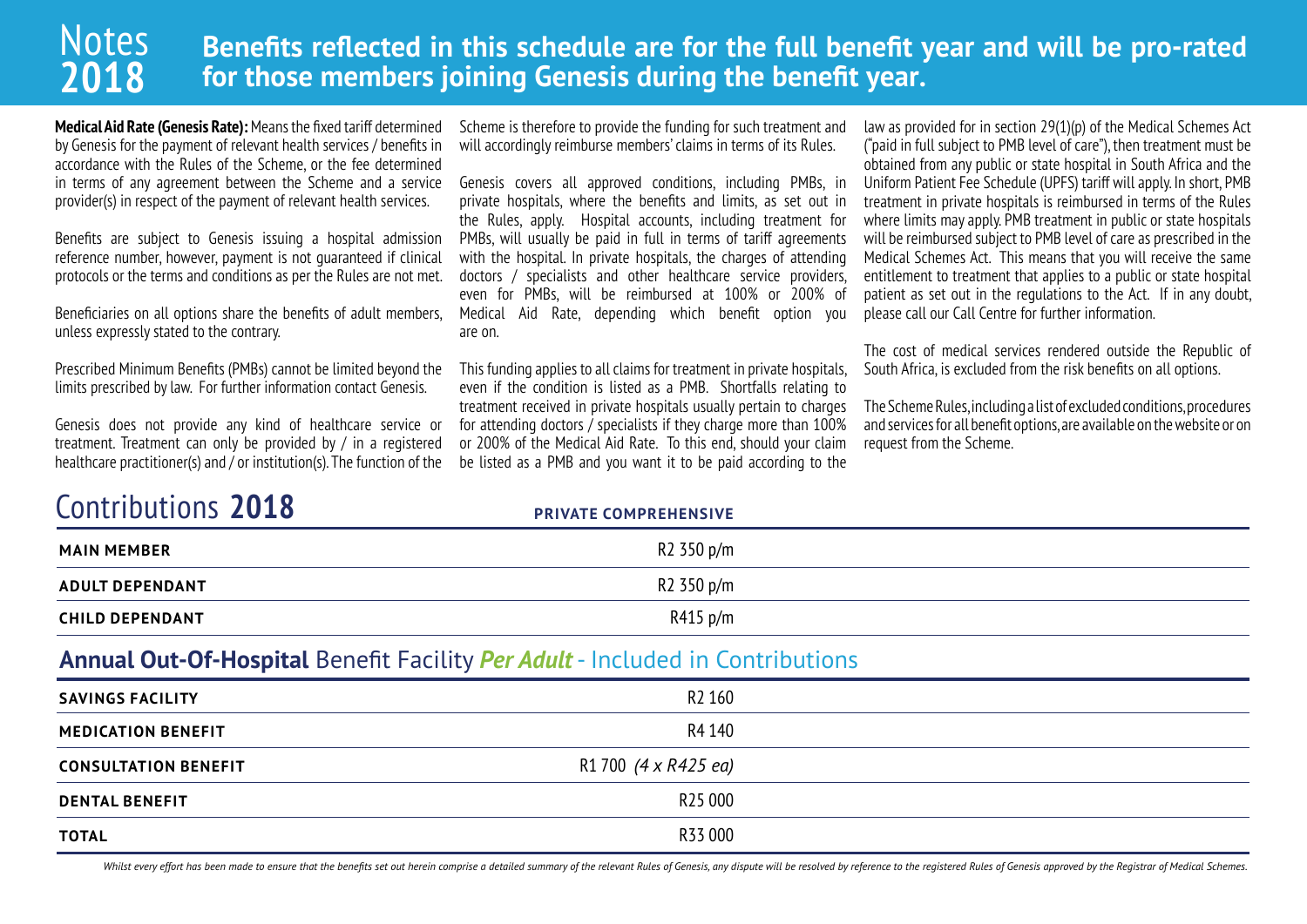# Notes 2018

## Benefits reflected in this schedule are for the full benefit year and will be pro-rated for those members joining Genesis during the benefit year.

**Medical Aid Rate (Genesis Rate):** Means the fixed tariff determined by Genesis for the payment of relevant health services / benefits in accordance with the Rules of the Scheme, or the fee determined in terms of any agreement between the Scheme and a service provider(s) in respect of the payment of relevant health services.

Benefits are subject to Genesis issuing a hospital admission reference number, however, payment is not guaranteed if clinical protocols or the terms and conditions as per the Rules are not met.

Beneficiaries on all options share the benefits of adult members, unless expressly stated to the contrary.

Prescribed Minimum Benefits (PMBs) cannot be limited beyond the limits prescribed by law. For further information contact Genesis.

Genesis does not provide any kind of healthcare service or treatment. Treatment can only be provided by / in a registered healthcare practitioner(s) and / or institution(s). The function of the Scheme is therefore to provide the funding for such treatment and will accordingly reimburse members' claims in terms of its Rules.

Genesis covers all approved conditions, including PMBs, in private hospitals, where the benefits and limits, as set out in the Rules, apply. Hospital accounts, including treatment for PMBs, will usually be paid in full in terms of tariff agreements with the hospital. In private hospitals, the charges of attending doctors / specialists and other healthcare service providers, even for PMBs, will be reimbursed at 100% or 200% of Medical Aid Rate, depending which benefit option you are on.

This funding applies to all claims for treatment in private hospitals, even if the condition is listed as a PMB. Shortfalls relating to treatment received in private hospitals usually pertain to charges for attending doctors / specialists if they charge more than 100% or 200% of the Medical Aid Rate. To this end, should your claim be listed as a PMB and you want it to be paid according to the law as provided for in section 29(1)(p) of the Medical Schemes Act ("paid in full subject to PMB level of care"), then treatment must be obtained from any public or state hospital in South Africa and the Uniform Patient Fee Schedule (UPFS) tariff will apply. In short, PMB treatment in private hospitals is reimbursed in terms of the Rules where limits may apply. PMB treatment in public or state hospitals will be reimbursed subject to PMB level of care as prescribed in the Medical Schemes Act. This means that you will receive the same entitlement to treatment that applies to a public or state hospital patient as set out in the regulations to the Act. If in any doubt, please call our Call Centre for further information.

The cost of medical services rendered outside the Republic of South Africa, is excluded from the risk benefits on all options.

The Scheme Rules, including a list of excluded conditions, procedures and services for all benefit options, are available on the website or on request from the Scheme.

# Contributions 2018

| | PRIVATE COMPREHENSIVE |
|---|---|
| **MAIN MEMBER** | R2 350 p/m |
| **ADULT DEPENDANT** | R2 350 p/m |
| **CHILD DEPENDANT** | R415 p/m |

## **Annual Out-Of-Hospital** Benefit Facility ***Per Adult*** - Included in Contributions

| | |
|---|---|
| **SAVINGS FACILITY** | R2 160 |
| **MEDICATION BENEFIT** | R4 140 |
| **CONSULTATION BENEFIT** | R1 700 *(4 x R425 ea)* |
| **DENTAL BENEFIT** | R25 000 |
| **TOTAL** | R33 000 |

*Whilst every effort has been made to ensure that the benefits set out herein comprise a detailed summary of the relevant Rules of Genesis, any dispute will be resolved by reference to the registered Rules of Genesis approved by the Registrar of Medical Schemes.*